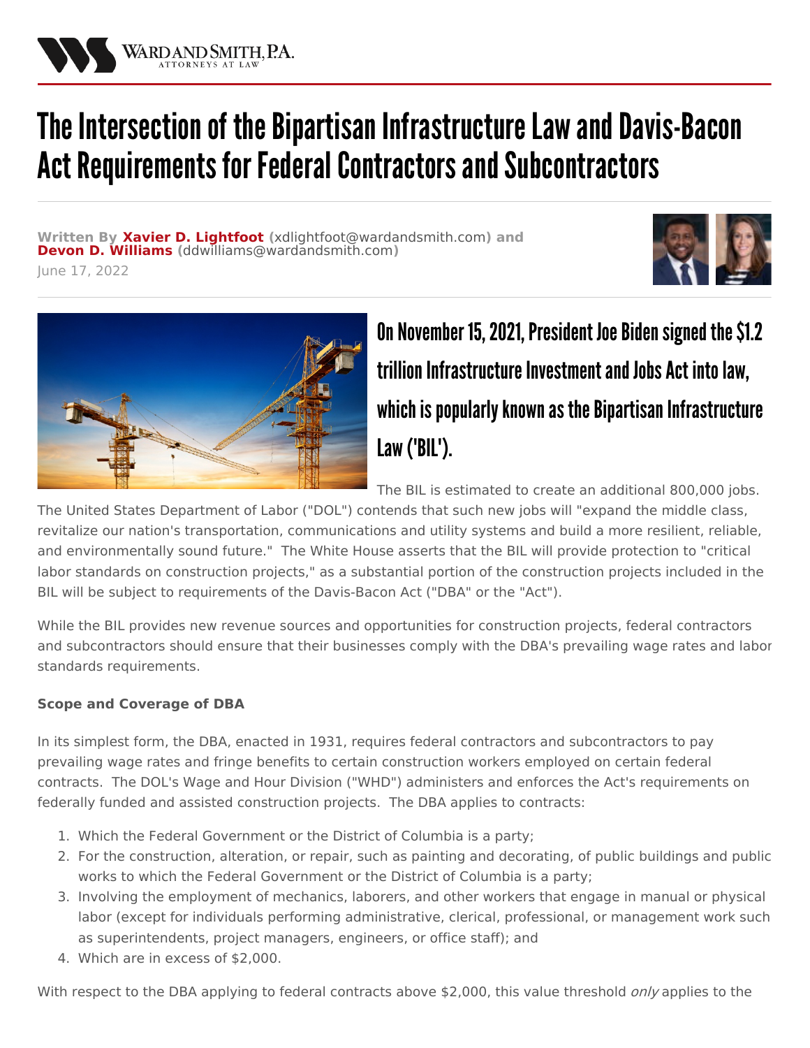# The Intersection of the Bipartisan Infrastructure Law and Davis-Bacon Act Requirements for Federal Contractors and Subcontractors

**Written By Xavier D. Lightfoot (xdlightfoot@wardandsmith.com) and Devon D. Williams (ddwilliams@wardandsmith.com)**

June 17, 2022

## On November 15, 2021, President Joe Biden signed the $1.2 trillion Infrastructure Investment and Jobs Act into law, which is popularly known as the Bipartisan Infrastructure Law ('BIL').

The BIL is estimated to create an additional 800,000 jobs. The United States Department of Labor ("DOL") contends that such new jobs will "expand the middle class, revitalize our nation's transportation, communications and utility systems and build a more resilient, reliable, and environmentally sound future." The White House asserts that the BIL will provide protection to "critical labor standards on construction projects," as a substantial portion of the construction projects included in the BIL will be subject to requirements of the Davis-Bacon Act ("DBA" or the "Act").

While the BIL provides new revenue sources and opportunities for construction projects, federal contractors and subcontractors should ensure that their businesses comply with the DBA's prevailing wage rates and labor standards requirements.

**Scope and Coverage of DBA**

In its simplest form, the DBA, enacted in 1931, requires federal contractors and subcontractors to pay prevailing wage rates and fringe benefits to certain construction workers employed on certain federal contracts. The DOL's Wage and Hour Division ("WHD") administers and enforces the Act's requirements on federally funded and assisted construction projects. The DBA applies to contracts:

1. Which the Federal Government or the District of Columbia is a party;
2. For the construction, alteration, or repair, such as painting and decorating, of public buildings and public works to which the Federal Government or the District of Columbia is a party;
3. Involving the employment of mechanics, laborers, and other workers that engage in manual or physical labor (except for individuals performing administrative, clerical, professional, or management work such as superintendents, project managers, engineers, or office staff); and
4. Which are in excess of $2,000.

With respect to the DBA applying to federal contracts above $2,000, this value threshold *only* applies to the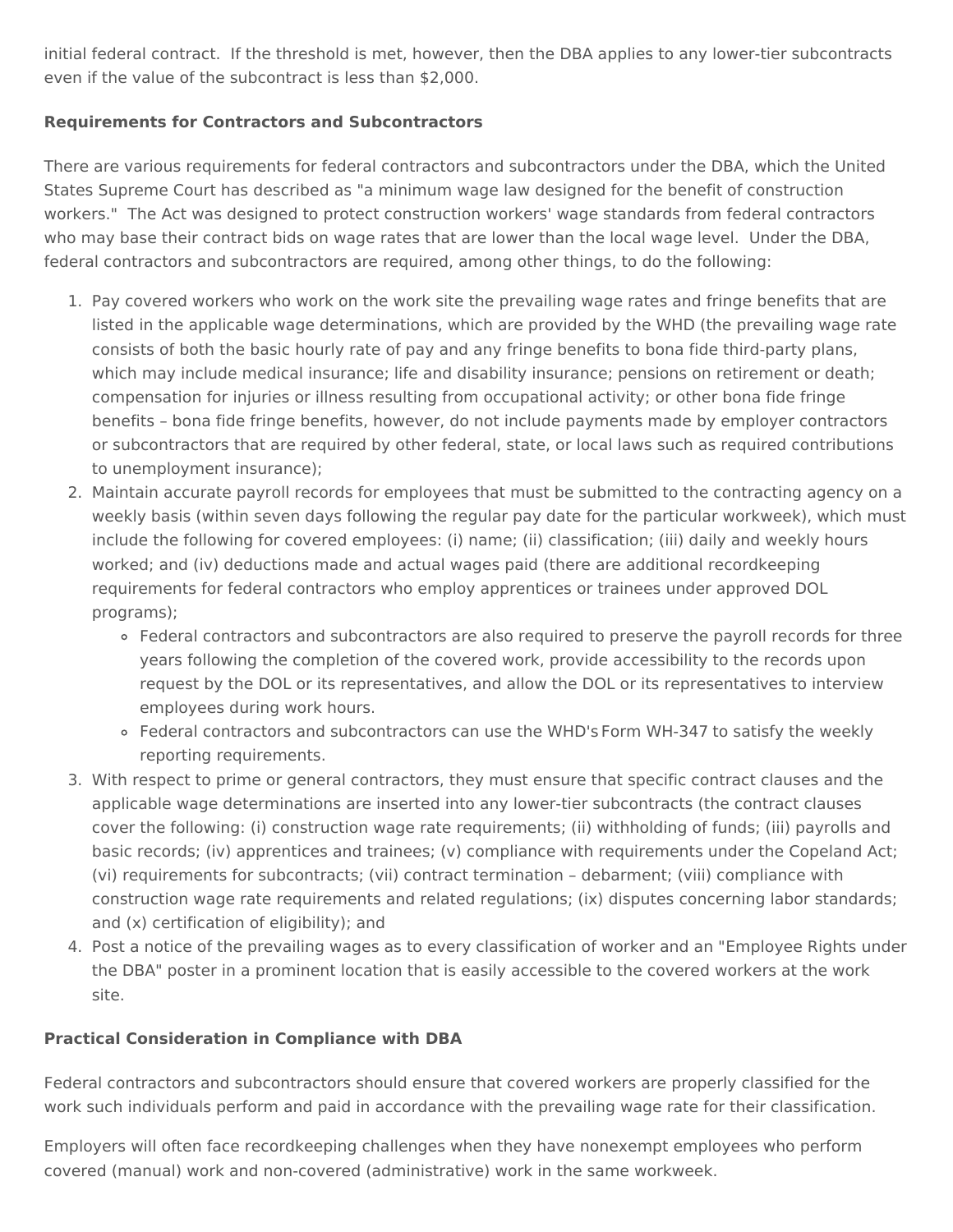initial federal contract. If the threshold is met, however, then the DBA applies to any lower-tier subcontracts even if the value of the subcontract is less than $2,000.

**Requirements for Contractors and Subcontractors**

There are various requirements for federal contractors and subcontractors under the DBA, which the United States Supreme Court has described as "a minimum wage law designed for the benefit of construction workers." The Act was designed to protect construction workers' wage standards from federal contractors who may base their contract bids on wage rates that are lower than the local wage level. Under the DBA, federal contractors and subcontractors are required, among other things, to do the following:

1. Pay covered workers who work on the work site the prevailing wage rates and fringe benefits that are listed in the applicable wage determinations, which are provided by the WHD (the prevailing wage rate consists of both the basic hourly rate of pay and any fringe benefits to bona fide third-party plans, which may include medical insurance; life and disability insurance; pensions on retirement or death; compensation for injuries or illness resulting from occupational activity; or other bona fide fringe benefits – bona fide fringe benefits, however, do not include payments made by employer contractors or subcontractors that are required by other federal, state, or local laws such as required contributions to unemployment insurance);
2. Maintain accurate payroll records for employees that must be submitted to the contracting agency on a weekly basis (within seven days following the regular pay date for the particular workweek), which must include the following for covered employees: (i) name; (ii) classification; (iii) daily and weekly hours worked; and (iv) deductions made and actual wages paid (there are additional recordkeeping requirements for federal contractors who employ apprentices or trainees under approved DOL programs);
    - Federal contractors and subcontractors are also required to preserve the payroll records for three years following the completion of the covered work, provide accessibility to the records upon request by the DOL or its representatives, and allow the DOL or its representatives to interview employees during work hours.
    - Federal contractors and subcontractors can use the WHD's Form WH-347 to satisfy the weekly reporting requirements.
3. With respect to prime or general contractors, they must ensure that specific contract clauses and the applicable wage determinations are inserted into any lower-tier subcontracts (the contract clauses cover the following: (i) construction wage rate requirements; (ii) withholding of funds; (iii) payrolls and basic records; (iv) apprentices and trainees; (v) compliance with requirements under the Copeland Act; (vi) requirements for subcontracts; (vii) contract termination – debarment; (viii) compliance with construction wage rate requirements and related regulations; (ix) disputes concerning labor standards; and (x) certification of eligibility); and
4. Post a notice of the prevailing wages as to every classification of worker and an "Employee Rights under the DBA" poster in a prominent location that is easily accessible to the covered workers at the work site.

**Practical Consideration in Compliance with DBA**

Federal contractors and subcontractors should ensure that covered workers are properly classified for the work such individuals perform and paid in accordance with the prevailing wage rate for their classification.

Employers will often face recordkeeping challenges when they have nonexempt employees who perform covered (manual) work and non-covered (administrative) work in the same workweek.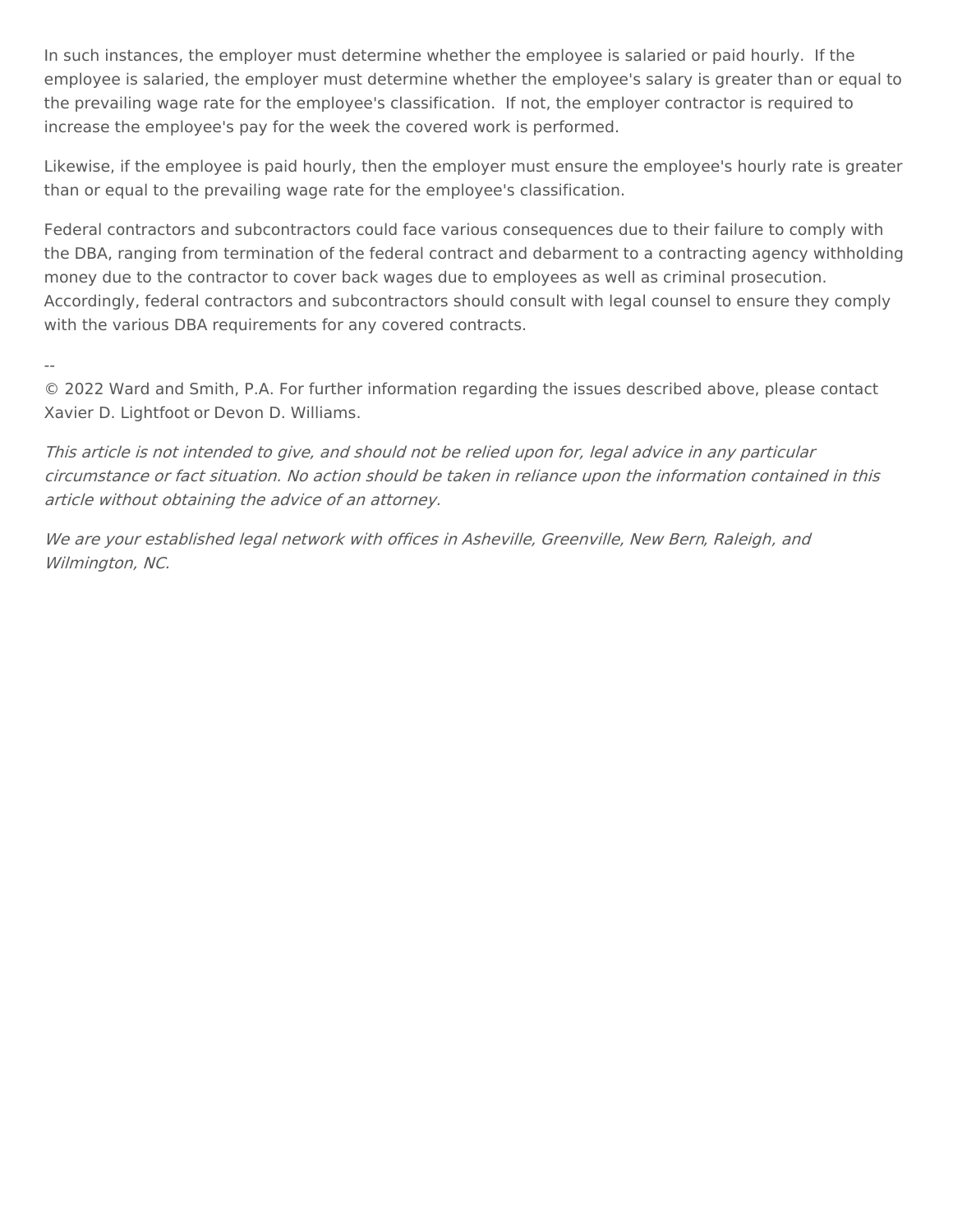In such instances, the employer must determine whether the employee is salaried or paid hourly.  If the employee is salaried, the employer must determine whether the employee's salary is greater than or equal to the prevailing wage rate for the employee's classification.  If not, the employer contractor is required to increase the employee's pay for the week the covered work is performed.

Likewise, if the employee is paid hourly, then the employer must ensure the employee's hourly rate is greater than or equal to the prevailing wage rate for the employee's classification.

Federal contractors and subcontractors could face various consequences due to their failure to comply with the DBA, ranging from termination of the federal contract and debarment to a contracting agency withholding money due to the contractor to cover back wages due to employees as well as criminal prosecution. Accordingly, federal contractors and subcontractors should consult with legal counsel to ensure they comply with the various DBA requirements for any covered contracts.

--
© 2022 Ward and Smith, P.A. For further information regarding the issues described above, please contact Xavier D. Lightfoot or Devon D. Williams.

*This article is not intended to give, and should not be relied upon for, legal advice in any particular circumstance or fact situation. No action should be taken in reliance upon the information contained in this article without obtaining the advice of an attorney.*

*We are your established legal network with offices in Asheville, Greenville, New Bern, Raleigh, and Wilmington, NC.*